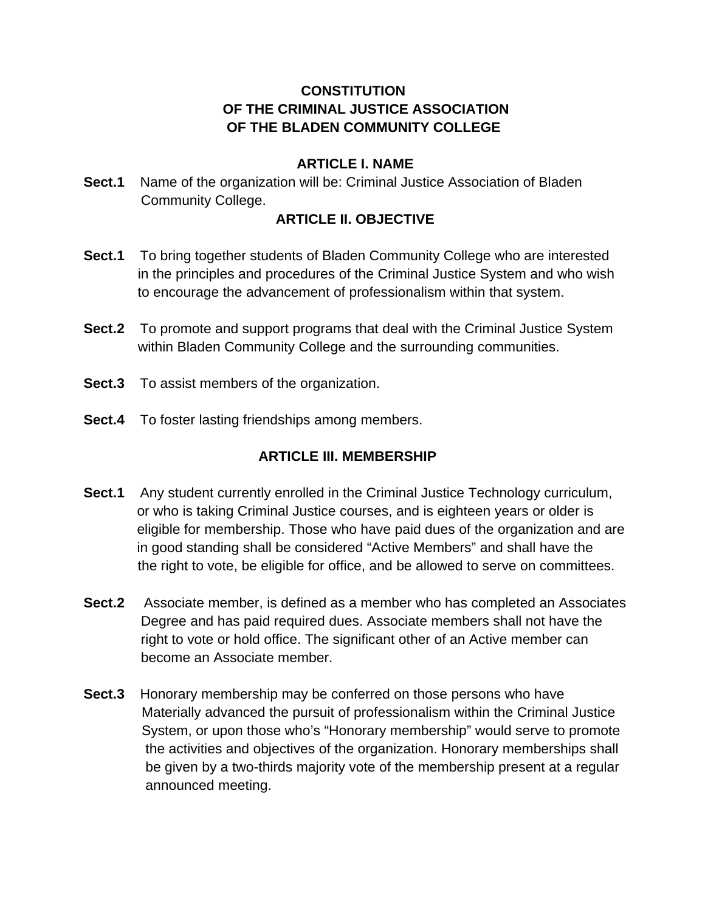# CONSTITUTION
# OF THE CRIMINAL JUSTICE ASSOCIATION
# OF THE BLADEN COMMUNITY COLLEGE

## ARTICLE I. NAME

**Sect.1** Name of the organization will be: Criminal Justice Association of Bladen Community College.

## ARTICLE II. OBJECTIVE

**Sect.1** To bring together students of Bladen Community College who are interested in the principles and procedures of the Criminal Justice System and who wish to encourage the advancement of professionalism within that system.

**Sect.2** To promote and support programs that deal with the Criminal Justice System within Bladen Community College and the surrounding communities.

**Sect.3** To assist members of the organization.

**Sect.4** To foster lasting friendships among members.

## ARTICLE III. MEMBERSHIP

**Sect.1** Any student currently enrolled in the Criminal Justice Technology curriculum, or who is taking Criminal Justice courses, and is eighteen years or older is eligible for membership. Those who have paid dues of the organization and are in good standing shall be considered “Active Members” and shall have the right to vote, be eligible for office, and be allowed to serve on committees.

**Sect.2** Associate member, is defined as a member who has completed an Associates Degree and has paid required dues. Associate members shall not have the right to vote or hold office. The significant other of an Active member can become an Associate member.

**Sect.3** Honorary membership may be conferred on those persons who have Materially advanced the pursuit of professionalism within the Criminal Justice System, or upon those who’s “Honorary membership” would serve to promote the activities and objectives of the organization. Honorary memberships shall be given by a two-thirds majority vote of the membership present at a regular announced meeting.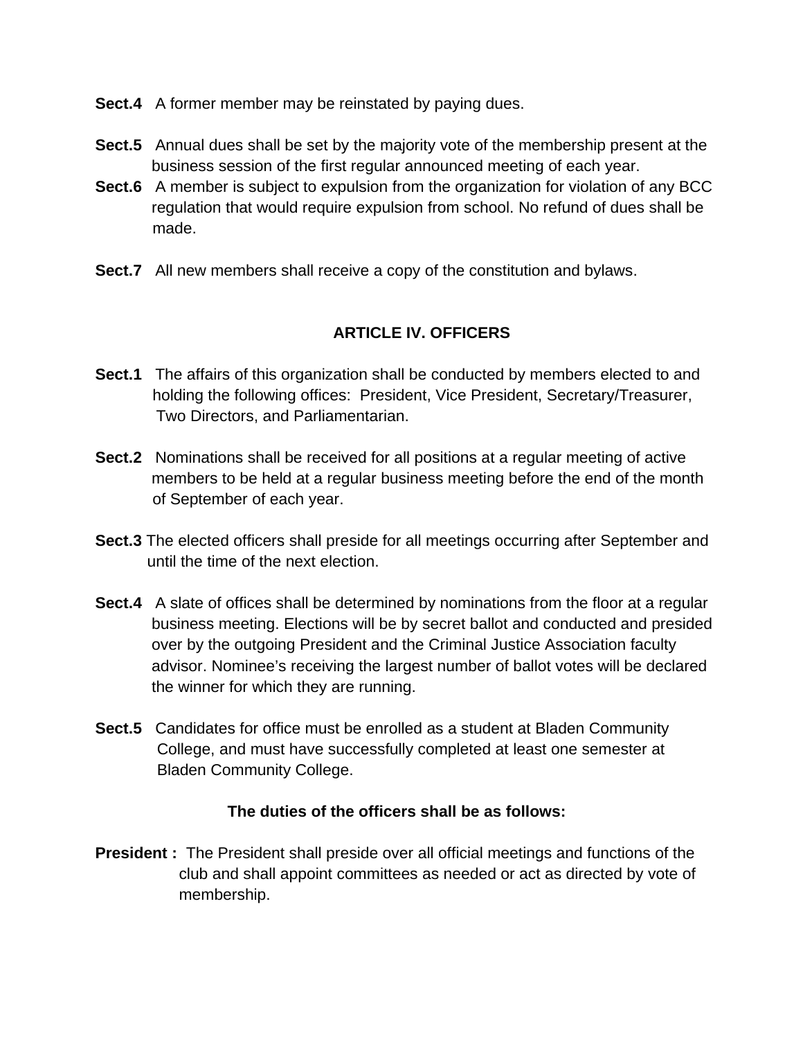**Sect.4** A former member may be reinstated by paying dues.

**Sect.5** Annual dues shall be set by the majority vote of the membership present at the business session of the first regular announced meeting of each year.

**Sect.6** A member is subject to expulsion from the organization for violation of any BCC regulation that would require expulsion from school. No refund of dues shall be made.

**Sect.7** All new members shall receive a copy of the constitution and bylaws.

## ARTICLE IV. OFFICERS

**Sect.1** The affairs of this organization shall be conducted by members elected to and holding the following offices: President, Vice President, Secretary/Treasurer, Two Directors, and Parliamentarian.

**Sect.2** Nominations shall be received for all positions at a regular meeting of active members to be held at a regular business meeting before the end of the month of September of each year.

**Sect.3** The elected officers shall preside for all meetings occurring after September and until the time of the next election.

**Sect.4** A slate of offices shall be determined by nominations from the floor at a regular business meeting. Elections will be by secret ballot and conducted and presided over by the outgoing President and the Criminal Justice Association faculty advisor. Nominee's receiving the largest number of ballot votes will be declared the winner for which they are running.

**Sect.5** Candidates for office must be enrolled as a student at Bladen Community College, and must have successfully completed at least one semester at Bladen Community College.

**The duties of the officers shall be as follows:**

**President :** The President shall preside over all official meetings and functions of the club and shall appoint committees as needed or act as directed by vote of membership.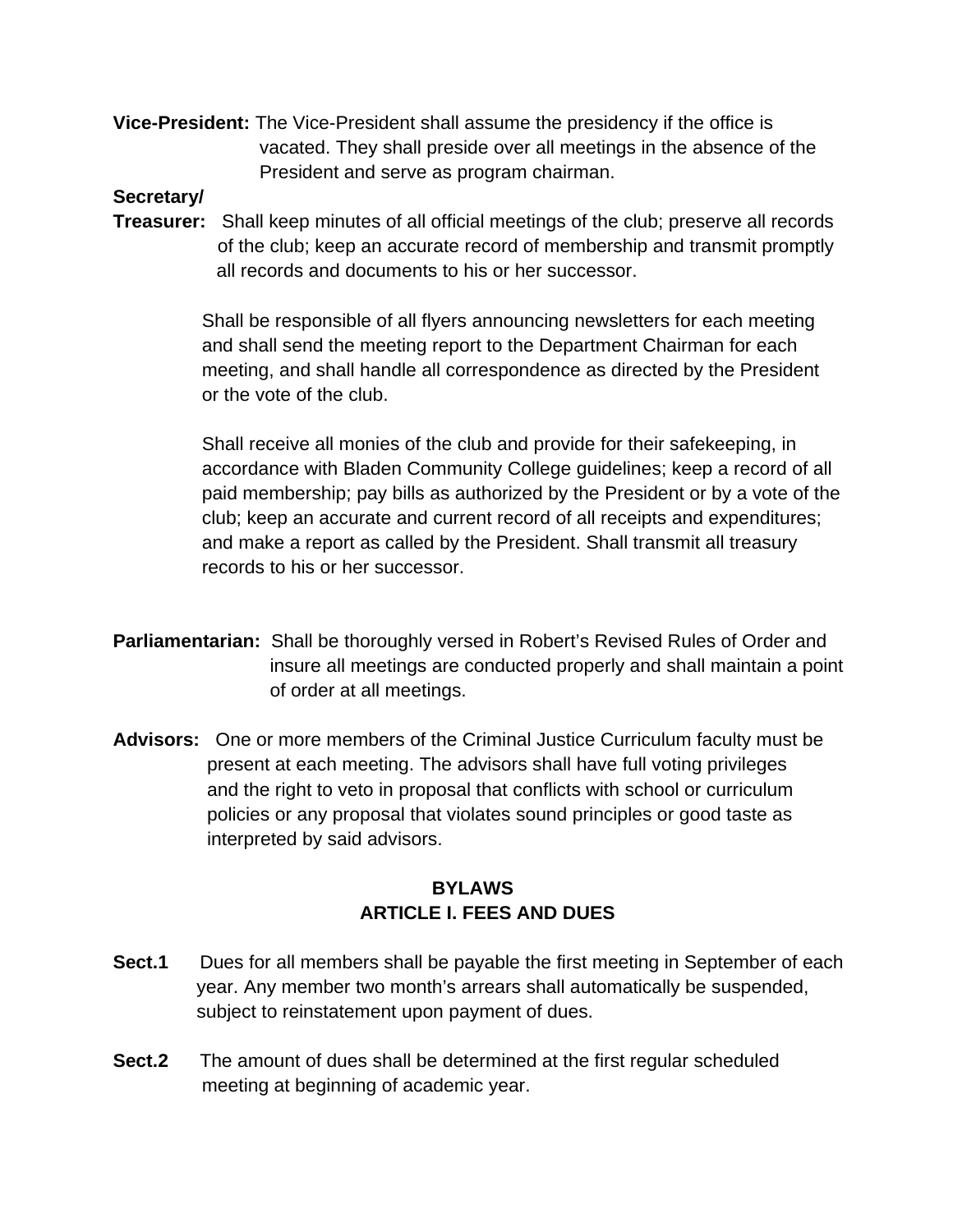**Vice-President:** The Vice-President shall assume the presidency if the office is vacated. They shall preside over all meetings in the absence of the President and serve as program chairman.

**Secretary/ Treasurer:** Shall keep minutes of all official meetings of the club; preserve all records of the club; keep an accurate record of membership and transmit promptly all records and documents to his or her successor.

Shall be responsible of all flyers announcing newsletters for each meeting and shall send the meeting report to the Department Chairman for each meeting, and shall handle all correspondence as directed by the President or the vote of the club.

Shall receive all monies of the club and provide for their safekeeping, in accordance with Bladen Community College guidelines; keep a record of all paid membership; pay bills as authorized by the President or by a vote of the club; keep an accurate and current record of all receipts and expenditures; and make a report as called by the President. Shall transmit all treasury records to his or her successor.

**Parliamentarian:** Shall be thoroughly versed in Robert's Revised Rules of Order and insure all meetings are conducted properly and shall maintain a point of order at all meetings.

**Advisors:** One or more members of the Criminal Justice Curriculum faculty must be present at each meeting. The advisors shall have full voting privileges and the right to veto in proposal that conflicts with school or curriculum policies or any proposal that violates sound principles or good taste as interpreted by said advisors.

## BYLAWS
## ARTICLE I. FEES AND DUES

**Sect.1** Dues for all members shall be payable the first meeting in September of each year. Any member two month's arrears shall automatically be suspended, subject to reinstatement upon payment of dues.

**Sect.2** The amount of dues shall be determined at the first regular scheduled meeting at beginning of academic year.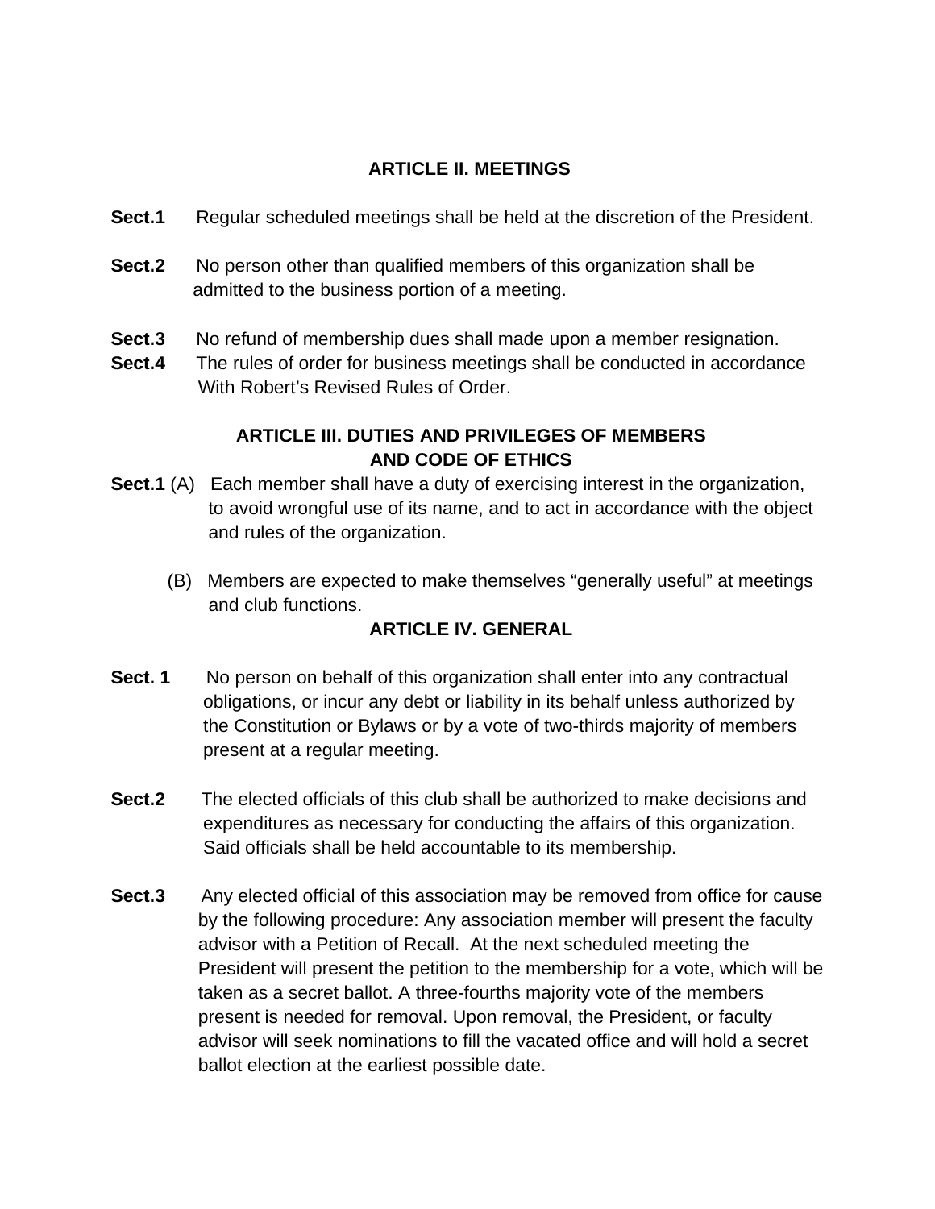## ARTICLE II. MEETINGS

**Sect.1** Regular scheduled meetings shall be held at the discretion of the President.

**Sect.2** No person other than qualified members of this organization shall be admitted to the business portion of a meeting.

**Sect.3** No refund of membership dues shall made upon a member resignation.

**Sect.4** The rules of order for business meetings shall be conducted in accordance With Robert's Revised Rules of Order.

## ARTICLE III. DUTIES AND PRIVILEGES OF MEMBERS AND CODE OF ETHICS

**Sect.1** (A) Each member shall have a duty of exercising interest in the organization, to avoid wrongful use of its name, and to act in accordance with the object and rules of the organization.

(B) Members are expected to make themselves "generally useful" at meetings and club functions.

## ARTICLE IV. GENERAL

**Sect. 1** No person on behalf of this organization shall enter into any contractual obligations, or incur any debt or liability in its behalf unless authorized by the Constitution or Bylaws or by a vote of two-thirds majority of members present at a regular meeting.

**Sect.2** The elected officials of this club shall be authorized to make decisions and expenditures as necessary for conducting the affairs of this organization. Said officials shall be held accountable to its membership.

**Sect.3** Any elected official of this association may be removed from office for cause by the following procedure: Any association member will present the faculty advisor with a Petition of Recall. At the next scheduled meeting the President will present the petition to the membership for a vote, which will be taken as a secret ballot. A three-fourths majority vote of the members present is needed for removal. Upon removal, the President, or faculty advisor will seek nominations to fill the vacated office and will hold a secret ballot election at the earliest possible date.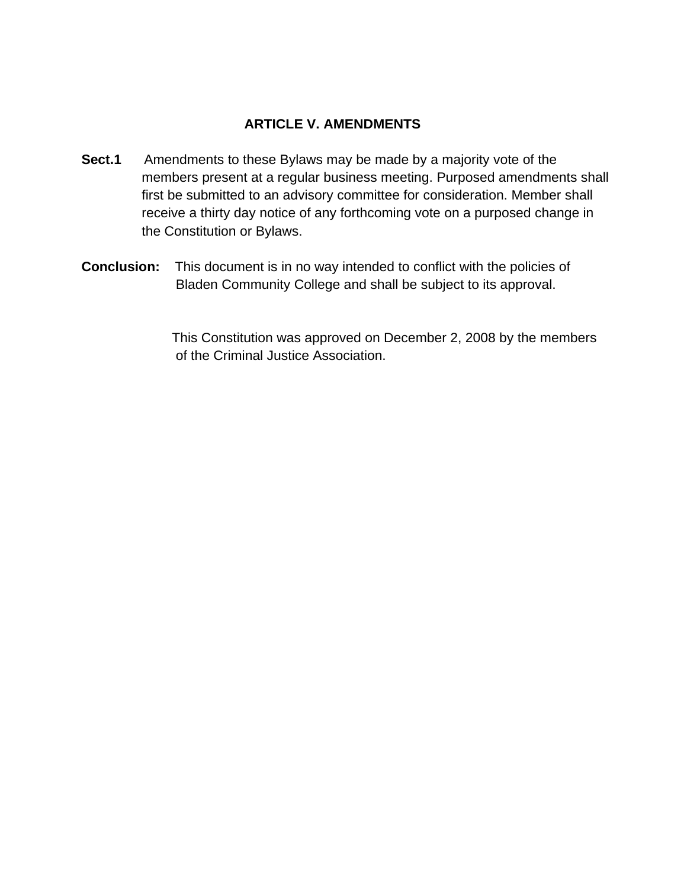## ARTICLE V. AMENDMENTS

**Sect.1** Amendments to these Bylaws may be made by a majority vote of the members present at a regular business meeting. Purposed amendments shall first be submitted to an advisory committee for consideration. Member shall receive a thirty day notice of any forthcoming vote on a purposed change in the Constitution or Bylaws.

**Conclusion:** This document is in no way intended to conflict with the policies of Bladen Community College and shall be subject to its approval.

This Constitution was approved on December 2, 2008 by the members of the Criminal Justice Association.